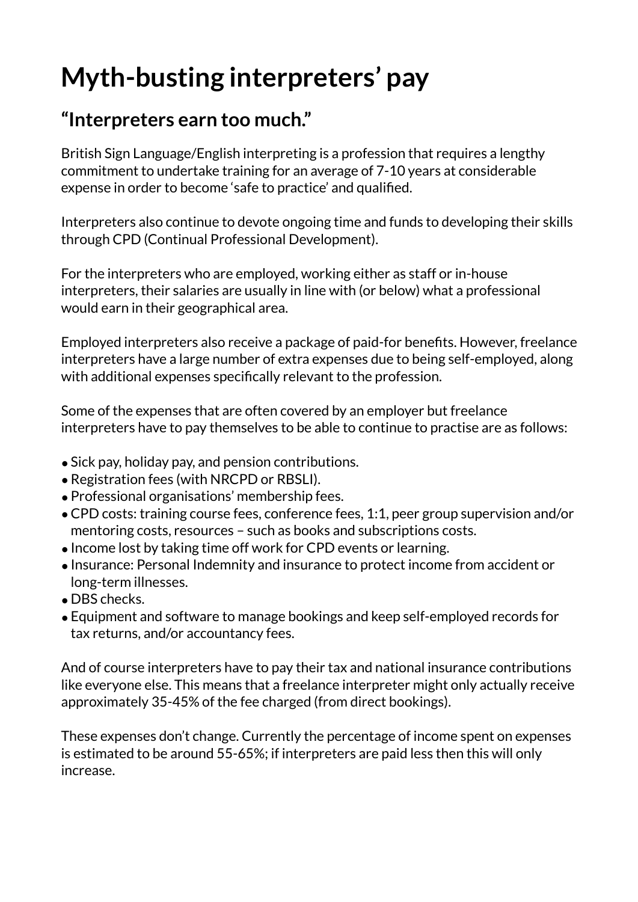# Myth-busting interpreters' pay

## "Interpreters earn too much."

British Sign Language/English interpreting is a profession that requires a lengthy commitment to undertake training for an average of 7-10 years at considerable expense in order to become 'safe to practice' and qualified.

Interpreters also continue to devote ongoing time and funds to developing their skills through CPD (Continual Professional Development).

For the interpreters who are employed, working either as staff or in-house interpreters, their salaries are usually in line with (or below) what a professional would earn in their geographical area.

Employed interpreters also receive a package of paid-for benefits. However, freelance interpreters have a large number of extra expenses due to being self-employed, along with additional expenses specifically relevant to the profession.

Some of the expenses that are often covered by an employer but freelance interpreters have to pay themselves to be able to continue to practise are as follows:

- Sick pay, holiday pay, and pension contributions.
- Registration fees (with NRCPD or RBSLI).
- Professional organisations' membership fees.
- CPD costs: training course fees, conference fees, 1:1, peer group supervision and/or mentoring costs, resources – such as books and subscriptions costs.
- Income lost by taking time off work for CPD events or learning.
- Insurance: Personal Indemnity and insurance to protect income from accident or long-term illnesses.
- DBS checks.
- Equipment and software to manage bookings and keep self-employed records for tax returns, and/or accountancy fees.

And of course interpreters have to pay their tax and national insurance contributions like everyone else. This means that a freelance interpreter might only actually receive approximately 35-45% of the fee charged (from direct bookings).

These expenses don't change. Currently the percentage of income spent on expenses is estimated to be around 55-65%; if interpreters are paid less then this will only increase.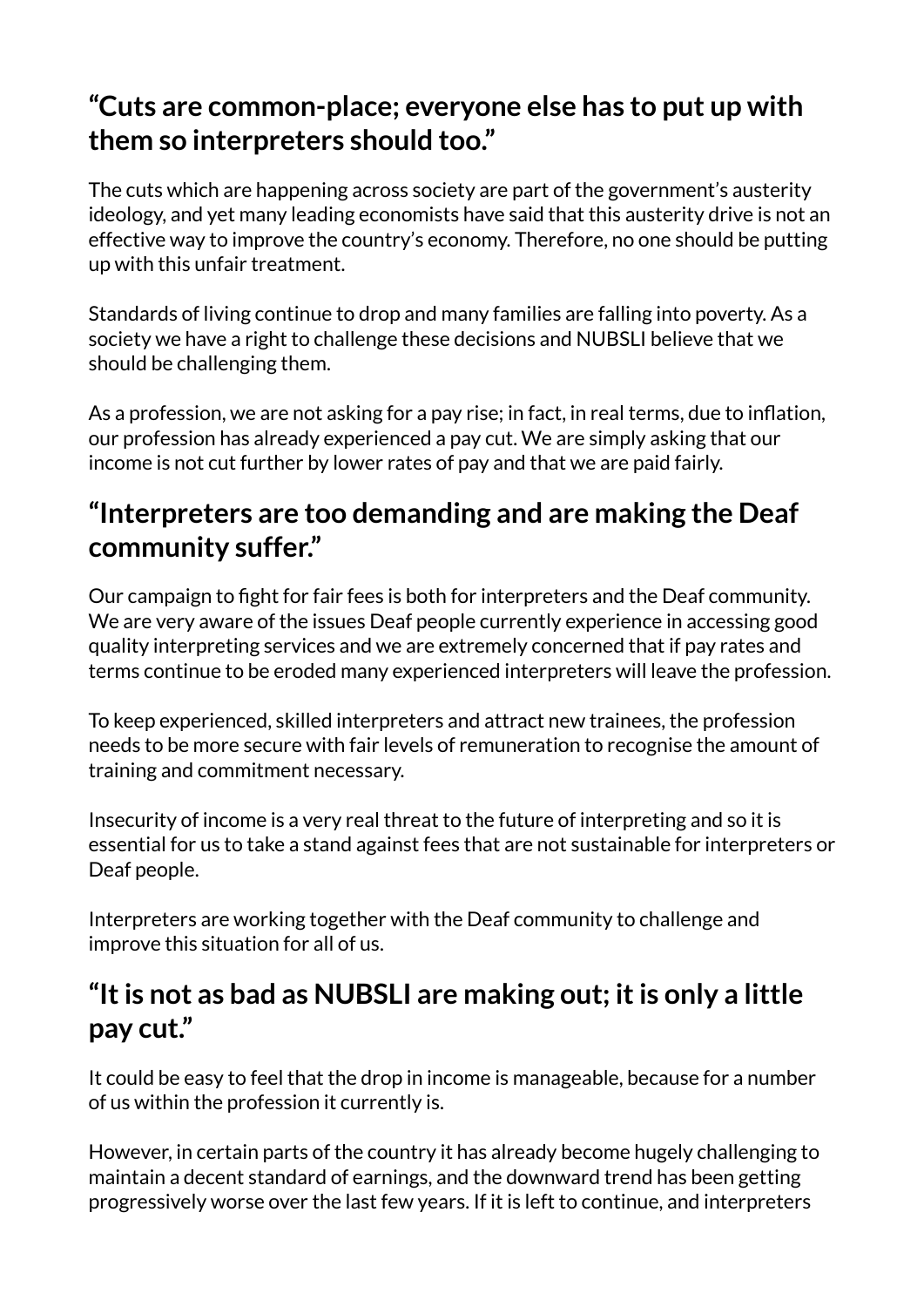## "Cuts are common-place; everyone else has to put up with them so interpreters should too."

The cuts which are happening across society are part of the government's austerity ideology, and yet many leading economists have said that this austerity drive is not an effective way to improve the country's economy. Therefore, no one should be putting up with this unfair treatment.

Standards of living continue to drop and many families are falling into poverty. As a society we have a right to challenge these decisions and NUBSLI believe that we should be challenging them.

As a profession, we are not asking for a pay rise; in fact, in real terms, due to inflation, our profession has already experienced a pay cut. We are simply asking that our income is not cut further by lower rates of pay and that we are paid fairly.

## "Interpreters are too demanding and are making the Deaf community suffer."

Our campaign to fight for fair fees is both for interpreters and the Deaf community. We are very aware of the issues Deaf people currently experience in accessing good quality interpreting services and we are extremely concerned that if pay rates and terms continue to be eroded many experienced interpreters will leave the profession.

To keep experienced, skilled interpreters and attract new trainees, the profession needs to be more secure with fair levels of remuneration to recognise the amount of training and commitment necessary.

Insecurity of income is a very real threat to the future of interpreting and so it is essential for us to take a stand against fees that are not sustainable for interpreters or Deaf people.

Interpreters are working together with the Deaf community to challenge and improve this situation for all of us.

## "It is not as bad as NUBSLI are making out; it is only a little pay cut."

It could be easy to feel that the drop in income is manageable, because for a number of us within the profession it currently is.

However, in certain parts of the country it has already become hugely challenging to maintain a decent standard of earnings, and the downward trend has been getting progressively worse over the last few years. If it is left to continue, and interpreters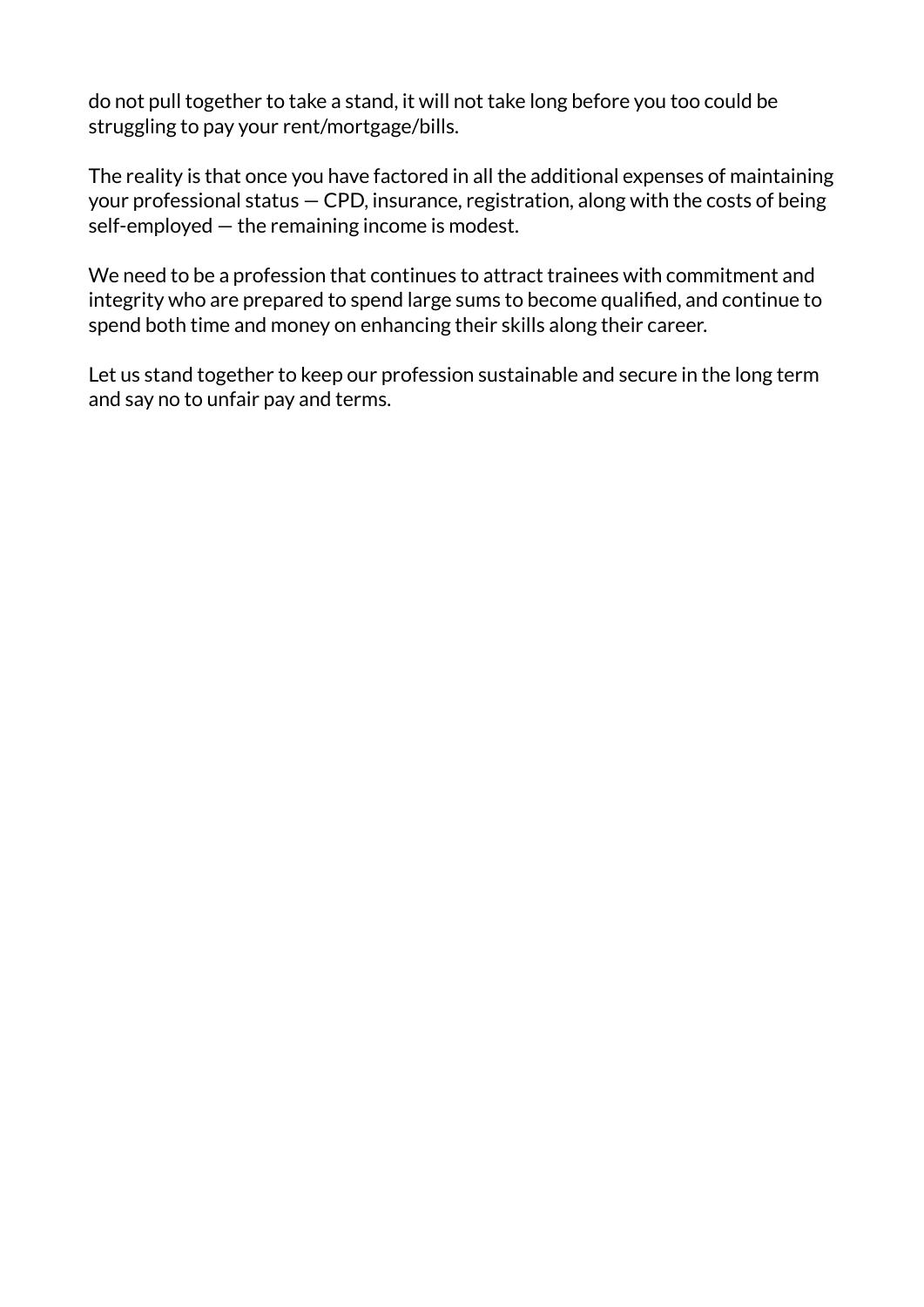do not pull together to take a stand, it will not take long before you too could be struggling to pay your rent/mortgage/bills.

The reality is that once you have factored in all the additional expenses of maintaining your professional status — CPD, insurance, registration, along with the costs of being self-employed — the remaining income is modest.

We need to be a profession that continues to attract trainees with commitment and integrity who are prepared to spend large sums to become qualified, and continue to spend both time and money on enhancing their skills along their career.

Let us stand together to keep our profession sustainable and secure in the long term and say no to unfair pay and terms.